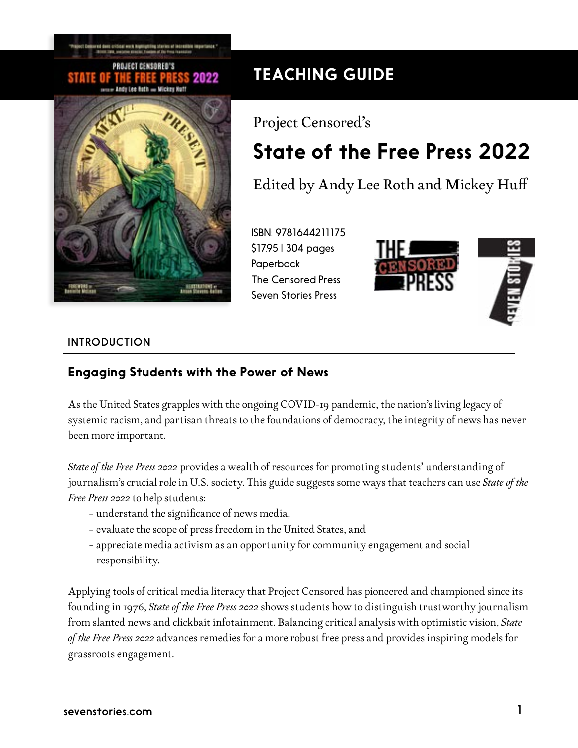# TEACHING GUIDE

Project Censored's

## State of the Free Press 2022

Edited by Andy Lee Roth and Mickey Huff

ISBN: 9781644211175
$17.95 | 304 pages
Paperback
The Censored Press
Seven Stories Press

### INTRODUCTION

### Engaging Students with the Power of News

As the United States grapples with the ongoing COVID-19 pandemic, the nation's living legacy of systemic racism, and partisan threats to the foundations of democracy, the integrity of news has never been more important.

*State of the Free Press 2022* provides a wealth of resources for promoting students' understanding of journalism's crucial role in U.S. society. This guide suggests some ways that teachers can use *State of the Free Press 2022* to help students:

- understand the significance of news media,
- evaluate the scope of press freedom in the United States, and
- appreciate media activism as an opportunity for community engagement and social responsibility.

Applying tools of critical media literacy that Project Censored has pioneered and championed since its founding in 1976, *State of the Free Press 2022* shows students how to distinguish trustworthy journalism from slanted news and clickbait infotainment. Balancing critical analysis with optimistic vision, *State of the Free Press 2022* advances remedies for a more robust free press and provides inspiring models for grassroots engagement.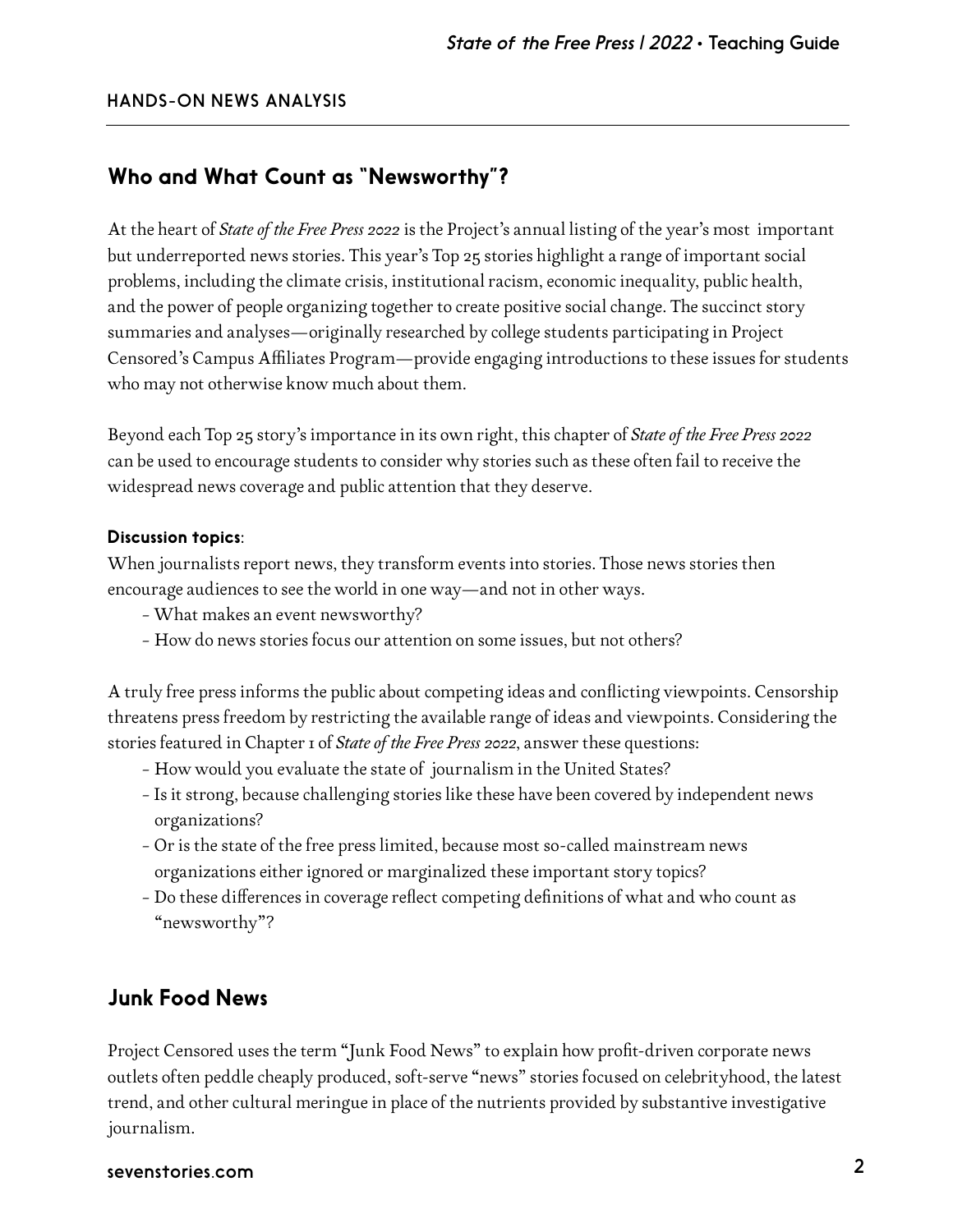HANDS-ON NEWS ANALYSIS

## Who and What Count as "Newsworthy"?

At the heart of *State of the Free Press 2022* is the Project's annual listing of the year's most important but underreported news stories. This year's Top 25 stories highlight a range of important social problems, including the climate crisis, institutional racism, economic inequality, public health, and the power of people organizing together to create positive social change. The succinct story summaries and analyses—originally researched by college students participating in Project Censored's Campus Affiliates Program—provide engaging introductions to these issues for students who may not otherwise know much about them.

Beyond each Top 25 story's importance in its own right, this chapter of *State of the Free Press 2022* can be used to encourage students to consider why stories such as these often fail to receive the widespread news coverage and public attention that they deserve.

**Discussion topics**:

When journalists report news, they transform events into stories. Those news stories then encourage audiences to see the world in one way—and not in other ways.

- What makes an event newsworthy?
- How do news stories focus our attention on some issues, but not others?

A truly free press informs the public about competing ideas and conflicting viewpoints. Censorship threatens press freedom by restricting the available range of ideas and viewpoints. Considering the stories featured in Chapter 1 of *State of the Free Press 2022*, answer these questions:

- How would you evaluate the state of journalism in the United States?
- Is it strong, because challenging stories like these have been covered by independent news organizations?
- Or is the state of the free press limited, because most so-called mainstream news organizations either ignored or marginalized these important story topics?
- Do these differences in coverage reflect competing definitions of what and who count as "newsworthy"?

## Junk Food News

Project Censored uses the term "Junk Food News" to explain how profit-driven corporate news outlets often peddle cheaply produced, soft-serve "news" stories focused on celebrityhood, the latest trend, and other cultural meringue in place of the nutrients provided by substantive investigative journalism.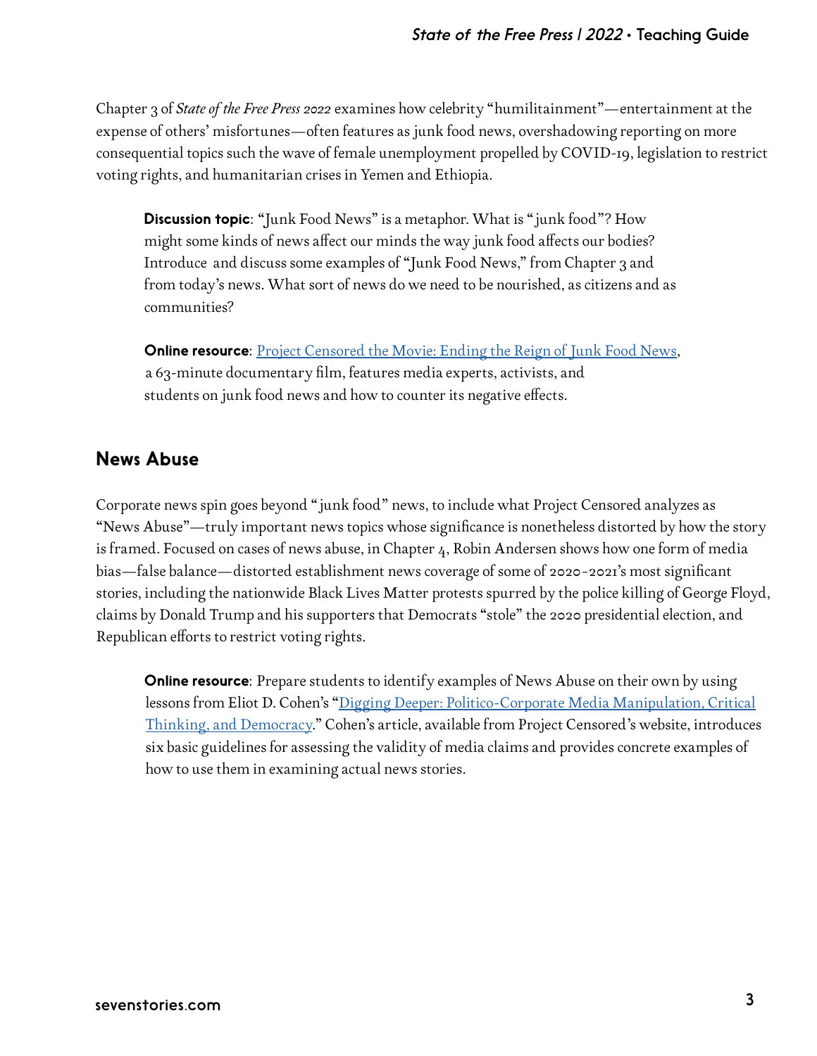Chapter 3 of *State of the Free Press 2022* examines how celebrity "humilitainment"—entertainment at the expense of others' misfortunes—often features as junk food news, overshadowing reporting on more consequential topics such the wave of female unemployment propelled by COVID-19, legislation to restrict voting rights, and humanitarian crises in Yemen and Ethiopia.

> **Discussion topic**: "Junk Food News" is a metaphor. What is "junk food"? How might some kinds of news affect our minds the way junk food affects our bodies? Introduce and discuss some examples of "Junk Food News," from Chapter 3 and from today's news. What sort of news do we need to be nourished, as citizens and as communities?
>
> **Online resource**: Project Censored the Movie: Ending the Reign of Junk Food News, a 63-minute documentary film, features media experts, activists, and students on junk food news and how to counter its negative effects.

## News Abuse

Corporate news spin goes beyond "junk food" news, to include what Project Censored analyzes as "News Abuse"—truly important news topics whose significance is nonetheless distorted by how the story is framed. Focused on cases of news abuse, in Chapter 4, Robin Andersen shows how one form of media bias—false balance—distorted establishment news coverage of some of 2020-2021's most significant stories, including the nationwide Black Lives Matter protests spurred by the police killing of George Floyd, claims by Donald Trump and his supporters that Democrats "stole" the 2020 presidential election, and Republican efforts to restrict voting rights.

> **Online resource**: Prepare students to identify examples of News Abuse on their own by using lessons from Eliot D. Cohen's "Digging Deeper: Politico-Corporate Media Manipulation, Critical Thinking, and Democracy." Cohen's article, available from Project Censored's website, introduces six basic guidelines for assessing the validity of media claims and provides concrete examples of how to use them in examining actual news stories.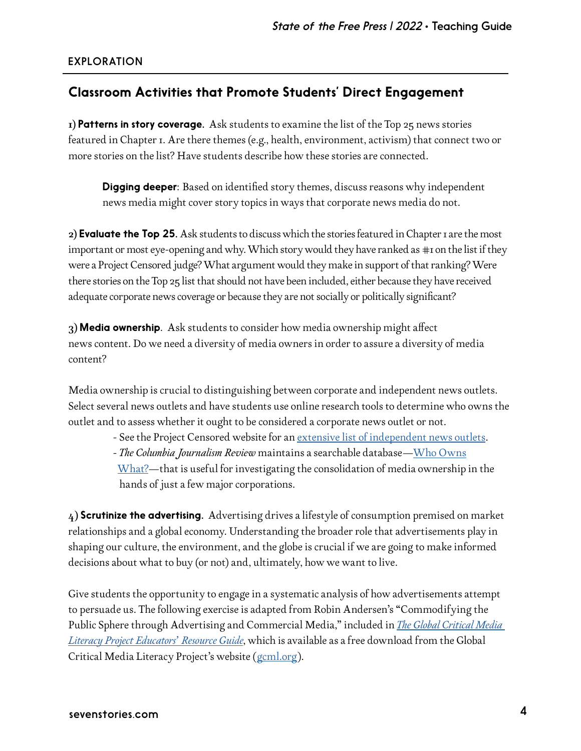EXPLORATION

## Classroom Activities that Promote Students' Direct Engagement

1) **Patterns in story coverage.** Ask students to examine the list of the Top 25 news stories featured in Chapter 1. Are there themes (e.g., health, environment, activism) that connect two or more stories on the list? Have students describe how these stories are connected.

> **Digging deeper**: Based on identified story themes, discuss reasons why independent news media might cover story topics in ways that corporate news media do not.

2) **Evaluate the Top 25.** Ask students to discuss which the stories featured in Chapter 1 are the most important or most eye-opening and why. Which story would they have ranked as #1 on the list if they were a Project Censored judge? What argument would they make in support of that ranking? Were there stories on the Top 25 list that should not have been included, either because they have received adequate corporate news coverage or because they are not socially or politically significant?

3) **Media ownership.** Ask students to consider how media ownership might affect news content. Do we need a diversity of media owners in order to assure a diversity of media content?

Media ownership is crucial to distinguishing between corporate and independent news outlets. Select several news outlets and have students use online research tools to determine who owns the outlet and to assess whether it ought to be considered a corporate news outlet or not.

- See the Project Censored website for an extensive list of independent news outlets.
- *The Columbia Journalism Review* maintains a searchable database—Who Owns What?—that is useful for investigating the consolidation of media ownership in the hands of just a few major corporations.

4) **Scrutinize the advertising.** Advertising drives a lifestyle of consumption premised on market relationships and a global economy. Understanding the broader role that advertisements play in shaping our culture, the environment, and the globe is crucial if we are going to make informed decisions about what to buy (or not) and, ultimately, how we want to live.

Give students the opportunity to engage in a systematic analysis of how advertisements attempt to persuade us. The following exercise is adapted from Robin Andersen's "Commodifying the Public Sphere through Advertising and Commercial Media," included in *The Global Critical Media Literacy Project Educators' Resource Guide*, which is available as a free download from the Global Critical Media Literacy Project's website (gcml.org).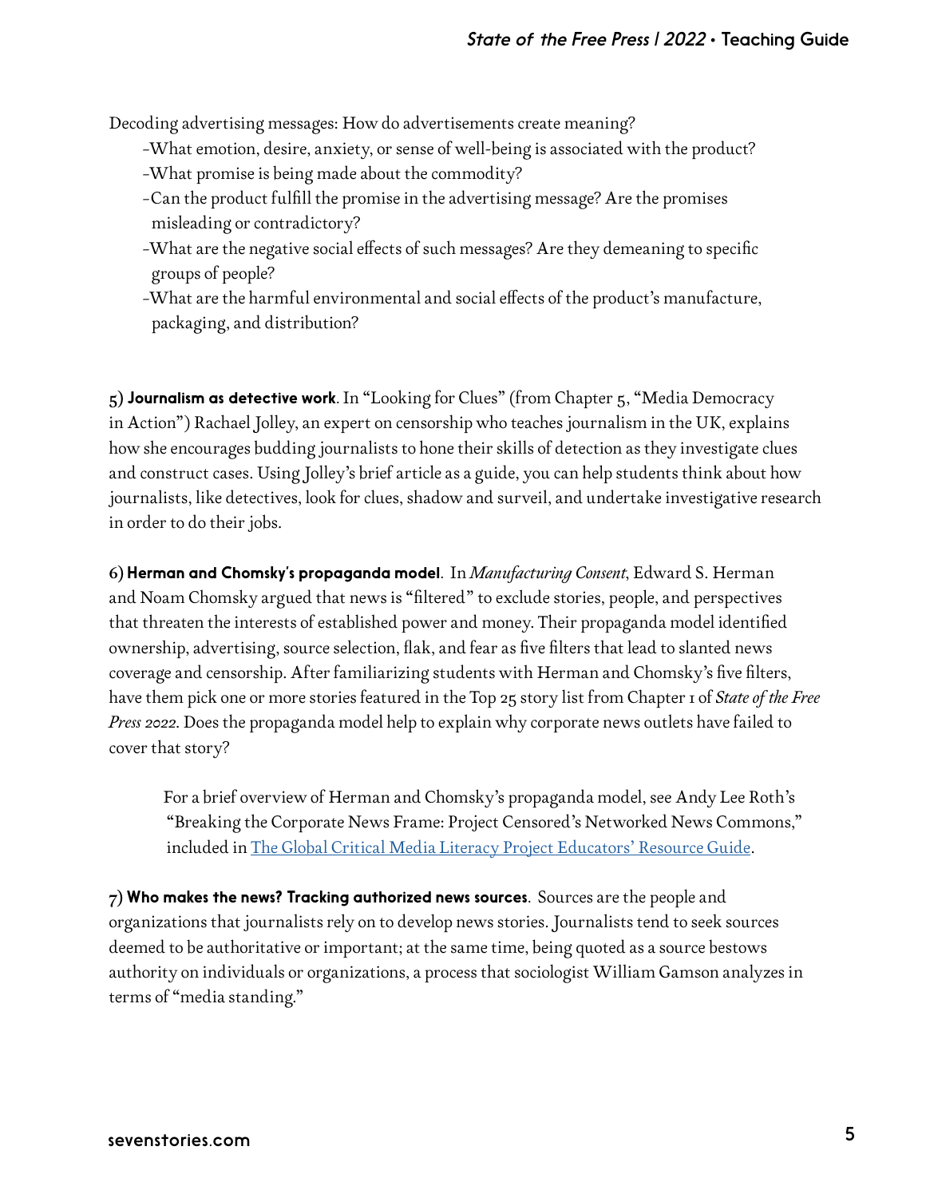Decoding advertising messages: How do advertisements create meaning?

- –What emotion, desire, anxiety, or sense of well-being is associated with the product?
- –What promise is being made about the commodity?
- –Can the product fulfill the promise in the advertising message? Are the promises misleading or contradictory?
- –What are the negative social effects of such messages? Are they demeaning to specific groups of people?
- –What are the harmful environmental and social effects of the product's manufacture, packaging, and distribution?

5) **Journalism as detective work**. In "Looking for Clues" (from Chapter 5, "Media Democracy in Action") Rachael Jolley, an expert on censorship who teaches journalism in the UK, explains how she encourages budding journalists to hone their skills of detection as they investigate clues and construct cases. Using Jolley's brief article as a guide, you can help students think about how journalists, like detectives, look for clues, shadow and surveil, and undertake investigative research in order to do their jobs.

6) **Herman and Chomsky's propaganda model**. In *Manufacturing Consent*, Edward S. Herman and Noam Chomsky argued that news is "filtered" to exclude stories, people, and perspectives that threaten the interests of established power and money. Their propaganda model identified ownership, advertising, source selection, flak, and fear as five filters that lead to slanted news coverage and censorship. After familiarizing students with Herman and Chomsky's five filters, have them pick one or more stories featured in the Top 25 story list from Chapter 1 of *State of the Free Press 2022*. Does the propaganda model help to explain why corporate news outlets have failed to cover that story?

> For a brief overview of Herman and Chomsky's propaganda model, see Andy Lee Roth's "Breaking the Corporate News Frame: Project Censored's Networked News Commons," included in The Global Critical Media Literacy Project Educators' Resource Guide.

7) **Who makes the news? Tracking authorized news sources**. Sources are the people and organizations that journalists rely on to develop news stories. Journalists tend to seek sources deemed to be authoritative or important; at the same time, being quoted as a source bestows authority on individuals or organizations, a process that sociologist William Gamson analyzes in terms of "media standing."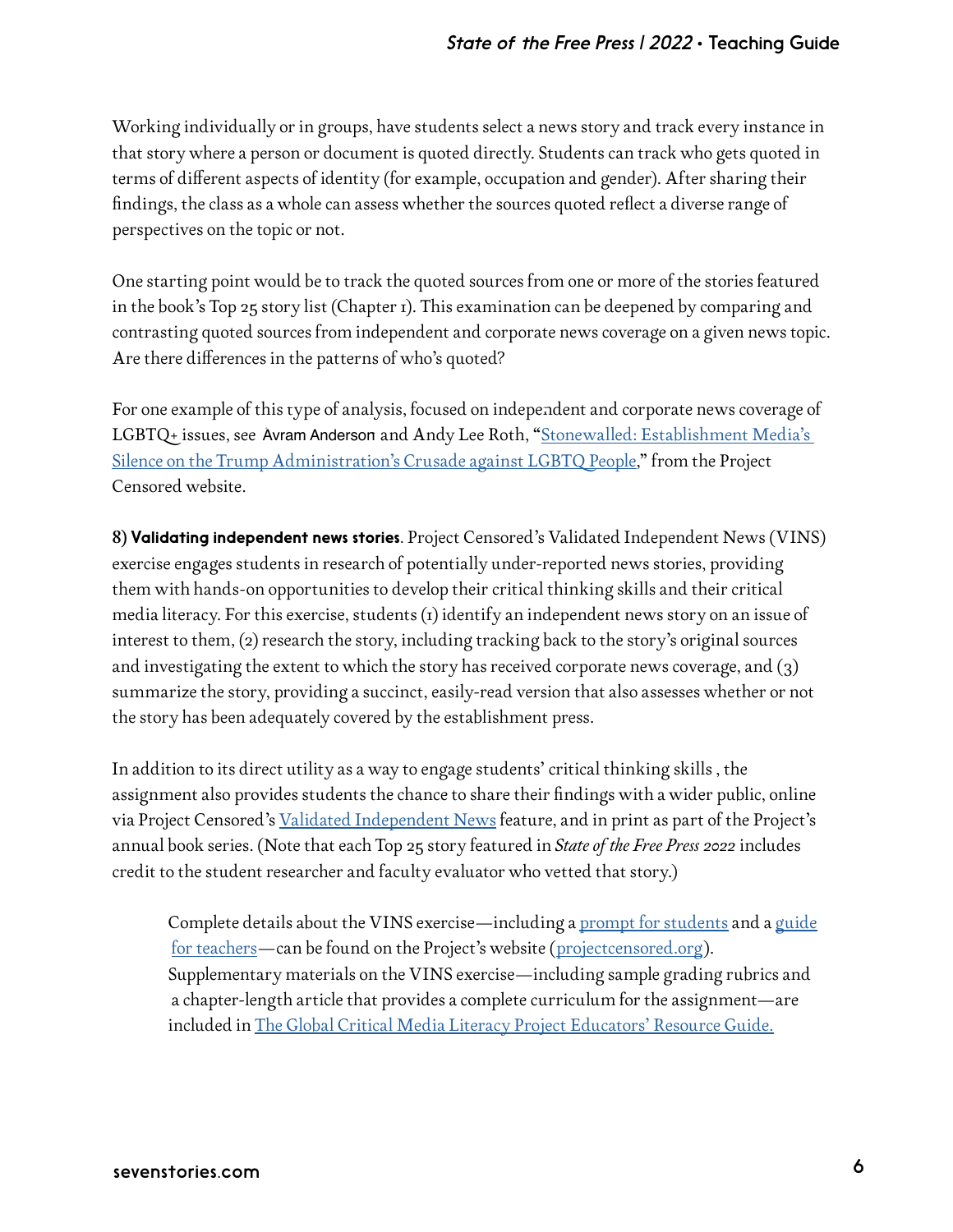Working individually or in groups, have students select a news story and track every instance in that story where a person or document is quoted directly. Students can track who gets quoted in terms of different aspects of identity (for example, occupation and gender). After sharing their findings, the class as a whole can assess whether the sources quoted reflect a diverse range of perspectives on the topic or not.

One starting point would be to track the quoted sources from one or more of the stories featured in the book's Top 25 story list (Chapter 1). This examination can be deepened by comparing and contrasting quoted sources from independent and corporate news coverage on a given news topic. Are there differences in the patterns of who's quoted?

For one example of this type of analysis, focused on independent and corporate news coverage of LGBTQ+ issues, see Avram Anderson and Andy Lee Roth, "[Stonewalled: Establishment Media's Silence on the Trump Administration's Crusade against LGBTQ People](#)," from the Project Censored website.

8) **Validating independent news stories**. Project Censored's Validated Independent News (VINS) exercise engages students in research of potentially under-reported news stories, providing them with hands-on opportunities to develop their critical thinking skills and their critical media literacy. For this exercise, students (1) identify an independent news story on an issue of interest to them, (2) research the story, including tracking back to the story's original sources and investigating the extent to which the story has received corporate news coverage, and (3) summarize the story, providing a succinct, easily-read version that also assesses whether or not the story has been adequately covered by the establishment press.

In addition to its direct utility as a way to engage students' critical thinking skills , the assignment also provides students the chance to share their findings with a wider public, online via Project Censored's [Validated Independent News](#) feature, and in print as part of the Project's annual book series. (Note that each Top 25 story featured in *State of the Free Press 2022* includes credit to the student researcher and faculty evaluator who vetted that story.)

> Complete details about the VINS exercise—including a [prompt for students](#) and a [guide for teachers](#)—can be found on the Project's website ([projectcensored.org](#)). Supplementary materials on the VINS exercise—including sample grading rubrics and a chapter-length article that provides a complete curriculum for the assignment—are included in [The Global Critical Media Literacy Project Educators' Resource Guide.](#)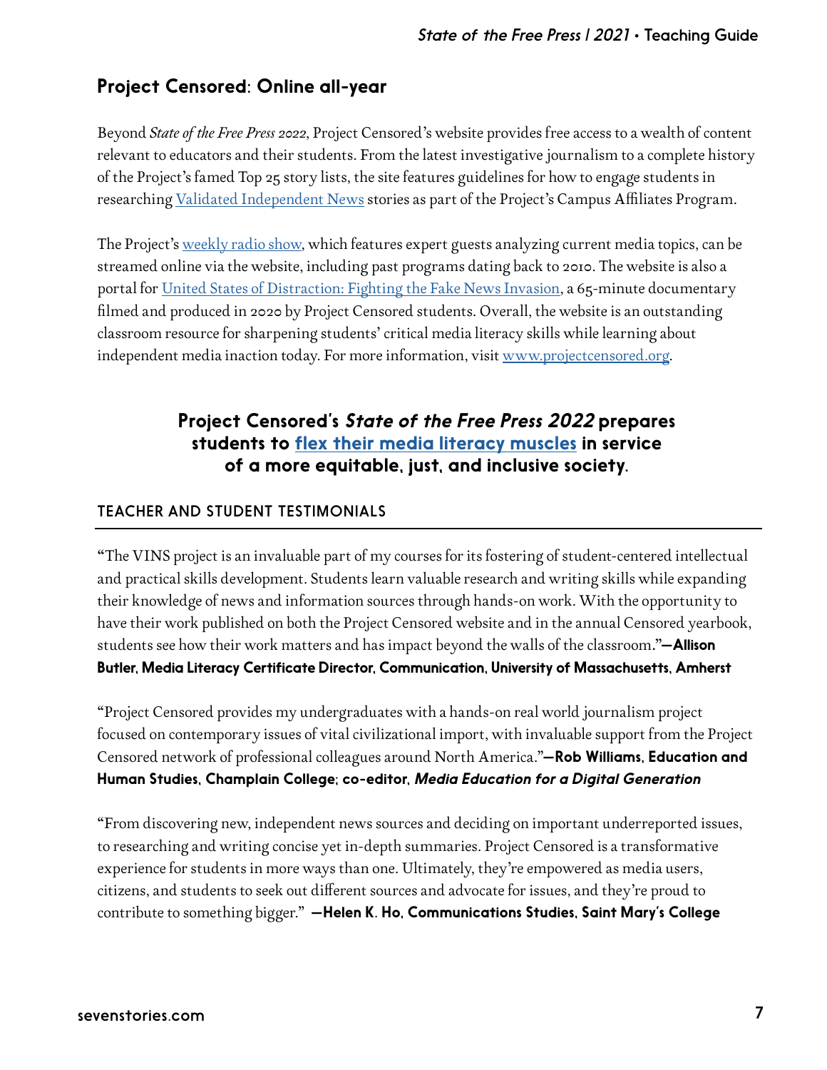## Project Censored: Online all-year

Beyond *State of the Free Press 2022*, Project Censored's website provides free access to a wealth of content relevant to educators and their students. From the latest investigative journalism to a complete history of the Project's famed Top 25 story lists, the site features guidelines for how to engage students in researching Validated Independent News stories as part of the Project's Campus Affiliates Program.

The Project's weekly radio show, which features expert guests analyzing current media topics, can be streamed online via the website, including past programs dating back to 2010. The website is also a portal for United States of Distraction: Fighting the Fake News Invasion, a 65-minute documentary filmed and produced in 2020 by Project Censored students. Overall, the website is an outstanding classroom resource for sharpening students' critical media literacy skills while learning about independent media inaction today. For more information, visit www.projectcensored.org.

**Project Censored's *State of the Free Press 2022* prepares students to flex their media literacy muscles in service of a more equitable, just, and inclusive society.**

### TEACHER AND STUDENT TESTIMONIALS

"The VINS project is an invaluable part of my courses for its fostering of student-centered intellectual and practical skills development. Students learn valuable research and writing skills while expanding their knowledge of news and information sources through hands-on work. With the opportunity to have their work published on both the Project Censored website and in the annual Censored yearbook, students see how their work matters and has impact beyond the walls of the classroom."**—Allison Butler, Media Literacy Certificate Director, Communication, University of Massachusetts, Amherst**

"Project Censored provides my undergraduates with a hands-on real world journalism project focused on contemporary issues of vital civilizational import, with invaluable support from the Project Censored network of professional colleagues around North America."**—Rob Williams, Education and Human Studies, Champlain College; co-editor, *Media Education for a Digital Generation***

"From discovering new, independent news sources and deciding on important underreported issues, to researching and writing concise yet in-depth summaries. Project Censored is a transformative experience for students in more ways than one. Ultimately, they're empowered as media users, citizens, and students to seek out different sources and advocate for issues, and they're proud to contribute to something bigger." **—Helen K. Ho, Communications Studies, Saint Mary's College**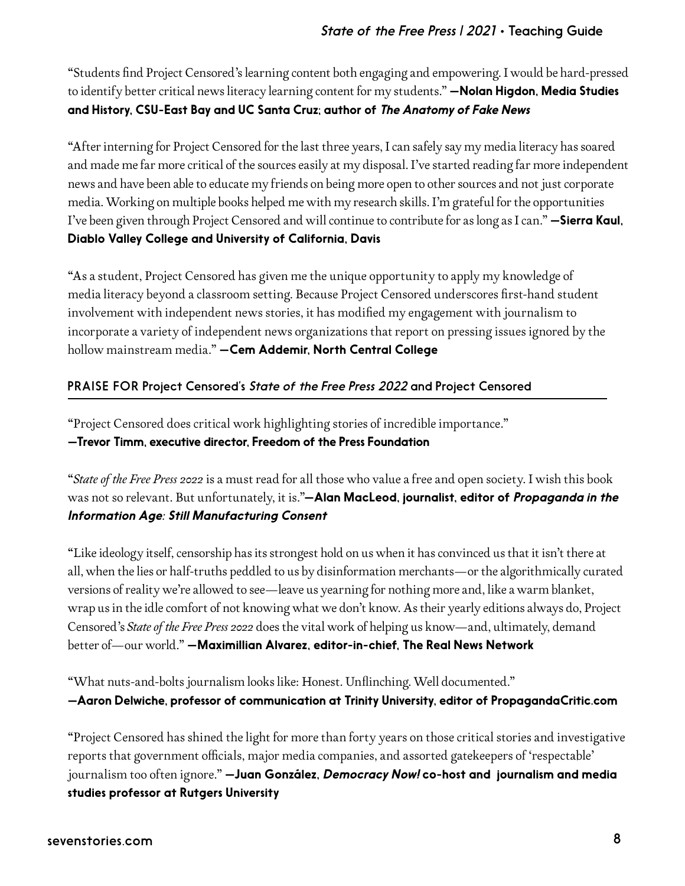"Students find Project Censored's learning content both engaging and empowering. I would be hard-pressed to identify better critical news literacy learning content for my students." **—Nolan Higdon, Media Studies and History, CSU-East Bay and UC Santa Cruz; author of *The Anatomy of Fake News***

"After interning for Project Censored for the last three years, I can safely say my media literacy has soared and made me far more critical of the sources easily at my disposal. I've started reading far more independent news and have been able to educate my friends on being more open to other sources and not just corporate media. Working on multiple books helped me with my research skills. I'm grateful for the opportunities I've been given through Project Censored and will continue to contribute for as long as I can." **—Sierra Kaul, Diablo Valley College and University of California, Davis**

"As a student, Project Censored has given me the unique opportunity to apply my knowledge of media literacy beyond a classroom setting. Because Project Censored underscores first-hand student involvement with independent news stories, it has modified my engagement with journalism to incorporate a variety of independent news organizations that report on pressing issues ignored by the hollow mainstream media." **—Cem Addemir, North Central College**

## PRAISE FOR Project Censored's *State of the Free Press 2022* and Project Censored

"Project Censored does critical work highlighting stories of incredible importance."
**—Trevor Timm, executive director, Freedom of the Press Foundation**

"*State of the Free Press 2022* is a must read for all those who value a free and open society. I wish this book was not so relevant. But unfortunately, it is."**—Alan MacLeod, journalist, editor of *Propaganda in the Information Age: Still Manufacturing Consent***

"Like ideology itself, censorship has its strongest hold on us when it has convinced us that it isn't there at all, when the lies or half-truths peddled to us by disinformation merchants—or the algorithmically curated versions of reality we're allowed to see—leave us yearning for nothing more and, like a warm blanket, wrap us in the idle comfort of not knowing what we don't know. As their yearly editions always do, Project Censored's *State of the Free Press 2022* does the vital work of helping us know—and, ultimately, demand better of—our world." **—Maximillian Alvarez, editor-in-chief, The Real News Network**

"What nuts-and-bolts journalism looks like: Honest. Unflinching. Well documented."
**—Aaron Delwiche, professor of communication at Trinity University, editor of PropagandaCritic.com**

"Project Censored has shined the light for more than forty years on those critical stories and investigative reports that government officials, major media companies, and assorted gatekeepers of 'respectable' journalism too often ignore." **—Juan González, *Democracy Now!* co-host and journalism and media studies professor at Rutgers University**